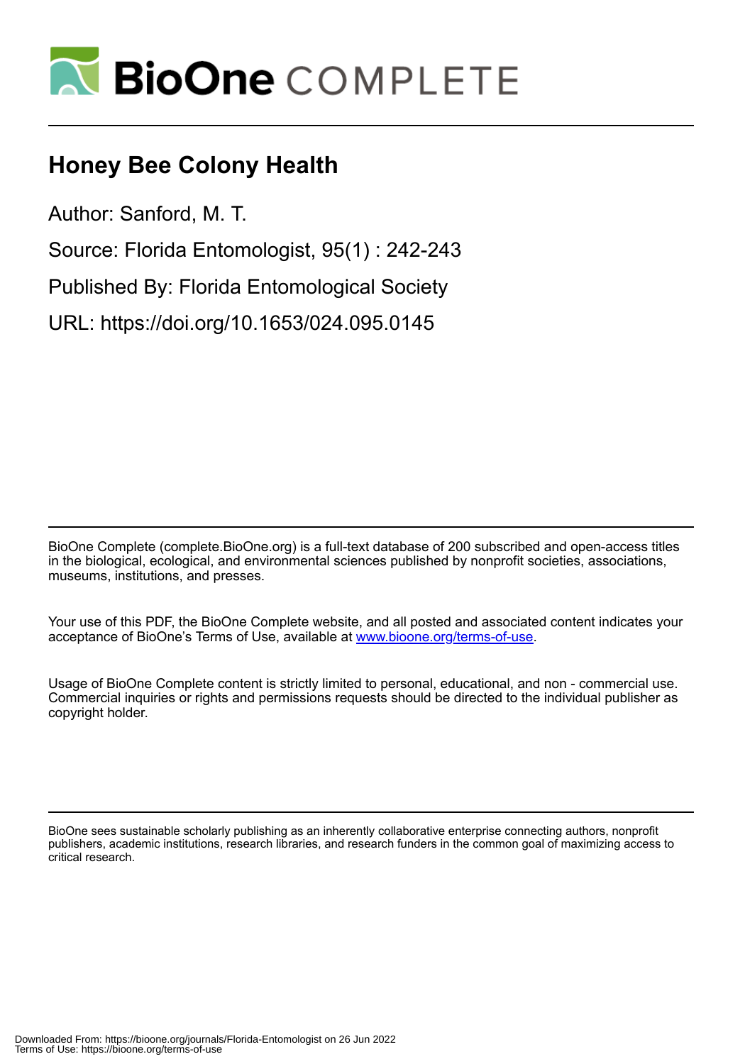# Honey Bee Colony Health

Author: Sanford, M. T.

Source: Florida Entomologist, 95(1) : 242-243

Published By: Florida Entomological Society

URL: https://doi.org/10.1653/024.095.0145

BioOne Complete (complete.BioOne.org) is a full-text database of 200 subscribed and open-access titles in the biological, ecological, and environmental sciences published by nonprofit societies, associations, museums, institutions, and presses.

Your use of this PDF, the BioOne Complete website, and all posted and associated content indicates your acceptance of BioOne's Terms of Use, available at www.bioone.org/terms-of-use.

Usage of BioOne Complete content is strictly limited to personal, educational, and non - commercial use. Commercial inquiries or rights and permissions requests should be directed to the individual publisher as copyright holder.

BioOne sees sustainable scholarly publishing as an inherently collaborative enterprise connecting authors, nonprofit publishers, academic institutions, research libraries, and research funders in the common goal of maximizing access to critical research.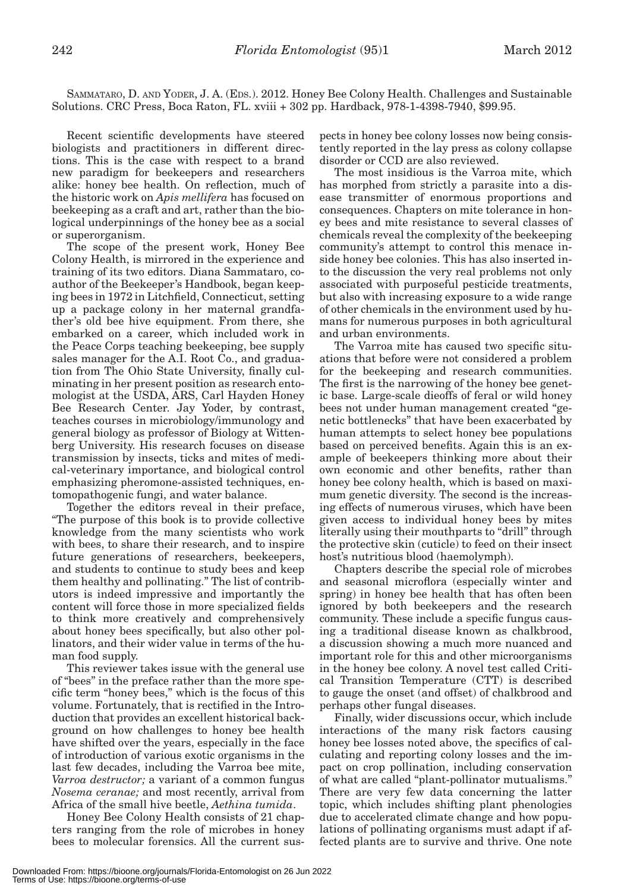SAMMATARO, D. AND YODER, J. A. (EDS.). 2012. Honey Bee Colony Health. Challenges and Sustainable Solutions. CRC Press, Boca Raton, FL. xviii + 302 pp. Hardback, 978-1-4398-7940, $99.95.

Recent scientific developments have steered biologists and practitioners in different directions. This is the case with respect to a brand new paradigm for beekeepers and researchers alike: honey bee health. On reflection, much of the historic work on *Apis mellifera* has focused on beekeeping as a craft and art, rather than the biological underpinnings of the honey bee as a social or superorganism.

The scope of the present work, Honey Bee Colony Health, is mirrored in the experience and training of its two editors. Diana Sammataro, coauthor of the Beekeeper's Handbook, began keeping bees in 1972 in Litchfield, Connecticut, setting up a package colony in her maternal grandfather's old bee hive equipment. From there, she embarked on a career, which included work in the Peace Corps teaching beekeeping, bee supply sales manager for the A.I. Root Co., and graduation from The Ohio State University, finally culminating in her present position as research entomologist at the USDA, ARS, Carl Hayden Honey Bee Research Center. Jay Yoder, by contrast, teaches courses in microbiology/immunology and general biology as professor of Biology at Wittenberg University. His research focuses on disease transmission by insects, ticks and mites of medical-veterinary importance, and biological control emphasizing pheromone-assisted techniques, entomopathogenic fungi, and water balance.

Together the editors reveal in their preface, "The purpose of this book is to provide collective knowledge from the many scientists who work with bees, to share their research, and to inspire future generations of researchers, beekeepers, and students to continue to study bees and keep them healthy and pollinating." The list of contributors is indeed impressive and importantly the content will force those in more specialized fields to think more creatively and comprehensively about honey bees specifically, but also other pollinators, and their wider value in terms of the human food supply.

This reviewer takes issue with the general use of "bees" in the preface rather than the more specific term "honey bees," which is the focus of this volume. Fortunately, that is rectified in the Introduction that provides an excellent historical background on how challenges to honey bee health have shifted over the years, especially in the face of introduction of various exotic organisms in the last few decades, including the Varroa bee mite, *Varroa destructor;* a variant of a common fungus *Nosema ceranae;* and most recently, arrival from Africa of the small hive beetle, *Aethina tumida*.

Honey Bee Colony Health consists of 21 chapters ranging from the role of microbes in honey bees to molecular forensics. All the current suspects in honey bee colony losses now being consistently reported in the lay press as colony collapse disorder or CCD are also reviewed.

The most insidious is the Varroa mite, which has morphed from strictly a parasite into a disease transmitter of enormous proportions and consequences. Chapters on mite tolerance in honey bees and mite resistance to several classes of chemicals reveal the complexity of the beekeeping community's attempt to control this menace inside honey bee colonies. This has also inserted into the discussion the very real problems not only associated with purposeful pesticide treatments, but also with increasing exposure to a wide range of other chemicals in the environment used by humans for numerous purposes in both agricultural and urban environments.

The Varroa mite has caused two specific situations that before were not considered a problem for the beekeeping and research communities. The first is the narrowing of the honey bee genetic base. Large-scale dieoffs of feral or wild honey bees not under human management created "genetic bottlenecks" that have been exacerbated by human attempts to select honey bee populations based on perceived benefits. Again this is an example of beekeepers thinking more about their own economic and other benefits, rather than honey bee colony health, which is based on maximum genetic diversity. The second is the increasing effects of numerous viruses, which have been given access to individual honey bees by mites literally using their mouthparts to "drill" through the protective skin (cuticle) to feed on their insect host's nutritious blood (haemolymph).

Chapters describe the special role of microbes and seasonal microflora (especially winter and spring) in honey bee health that has often been ignored by both beekeepers and the research community. These include a specific fungus causing a traditional disease known as chalkbrood, a discussion showing a much more nuanced and important role for this and other microorganisms in the honey bee colony. A novel test called Critical Transition Temperature (CTT) is described to gauge the onset (and offset) of chalkbrood and perhaps other fungal diseases.

Finally, wider discussions occur, which include interactions of the many risk factors causing honey bee losses noted above, the specifics of calculating and reporting colony losses and the impact on crop pollination, including conservation of what are called "plant-pollinator mutualisms." There are very few data concerning the latter topic, which includes shifting plant phenologies due to accelerated climate change and how populations of pollinating organisms must adapt if affected plants are to survive and thrive. One note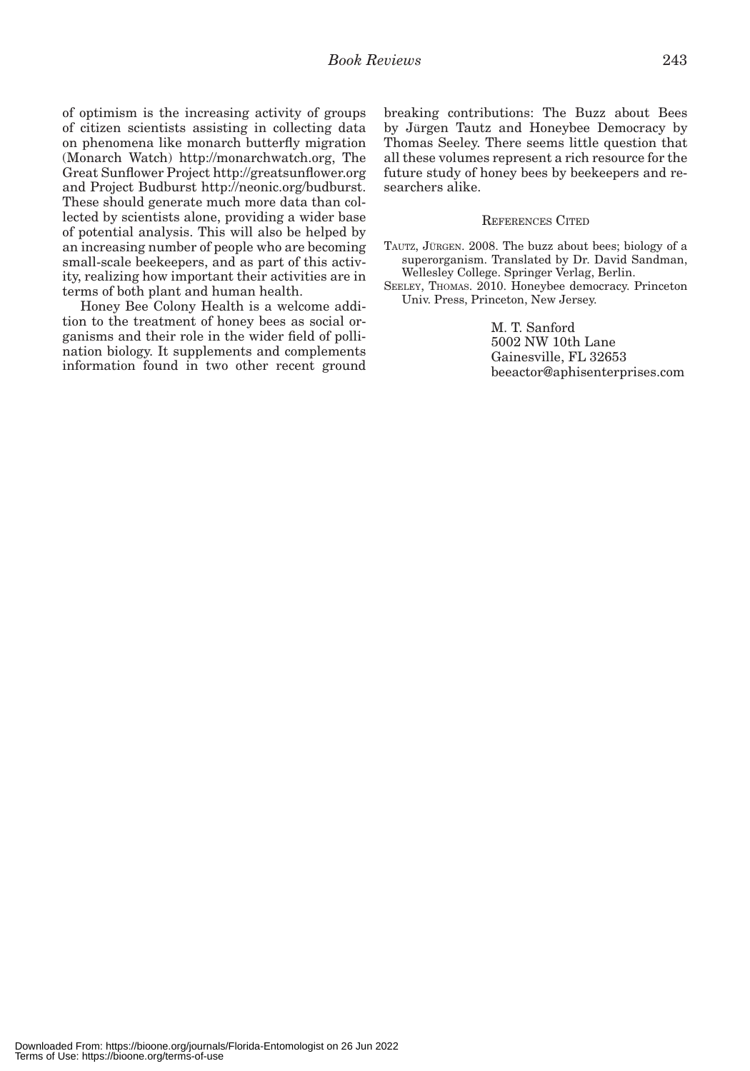of optimism is the increasing activity of groups of citizen scientists assisting in collecting data on phenomena like monarch butterfly migration (Monarch Watch) http://monarchwatch.org, The Great Sunflower Project http://greatsunflower.org and Project Budburst http://neonic.org/budburst. These should generate much more data than collected by scientists alone, providing a wider base of potential analysis. This will also be helped by an increasing number of people who are becoming small-scale beekeepers, and as part of this activity, realizing how important their activities are in terms of both plant and human health.

Honey Bee Colony Health is a welcome addition to the treatment of honey bees as social organisms and their role in the wider field of pollination biology. It supplements and complements information found in two other recent ground breaking contributions: The Buzz about Bees by Jürgen Tautz and Honeybee Democracy by Thomas Seeley. There seems little question that all these volumes represent a rich resource for the future study of honey bees by beekeepers and researchers alike.

## References Cited

TAUTZ, JÜRGEN. 2008. The buzz about bees; biology of a superorganism. Translated by Dr. David Sandman, Wellesley College. Springer Verlag, Berlin.

SEELEY, THOMAS. 2010. Honeybee democracy. Princeton Univ. Press, Princeton, New Jersey.

M. T. Sanford
5002 NW 10th Lane
Gainesville, FL 32653
beeactor@aphisenterprises.com

Downloaded From: https://bioone.org/journals/Florida-Entomologist on 26 Jun 2022
Terms of Use: https://bioone.org/terms-of-use